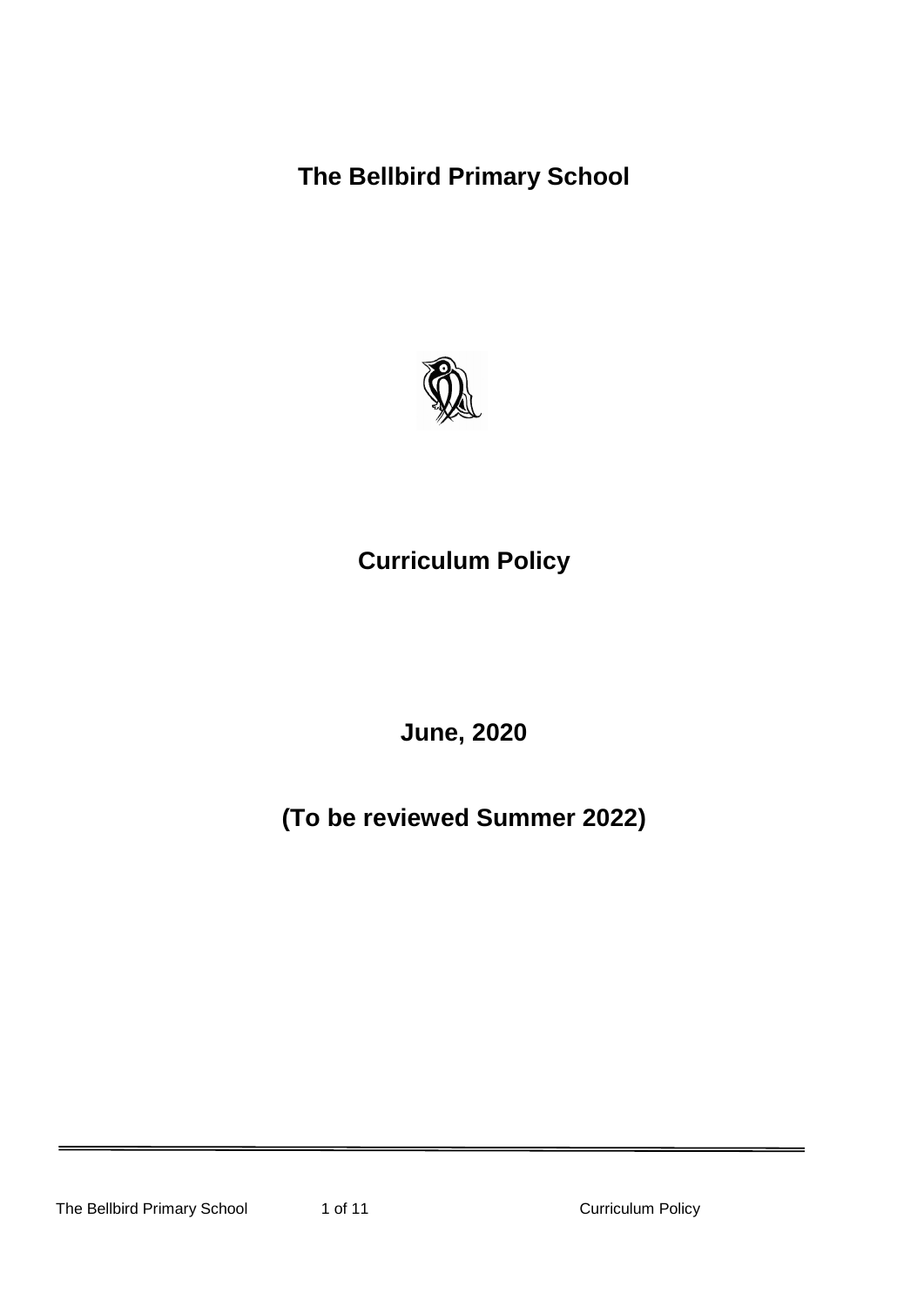# The Bellbird Primary School

# Curriculum Policy

**June, 2020**

**(To be reviewed Summer 2022)**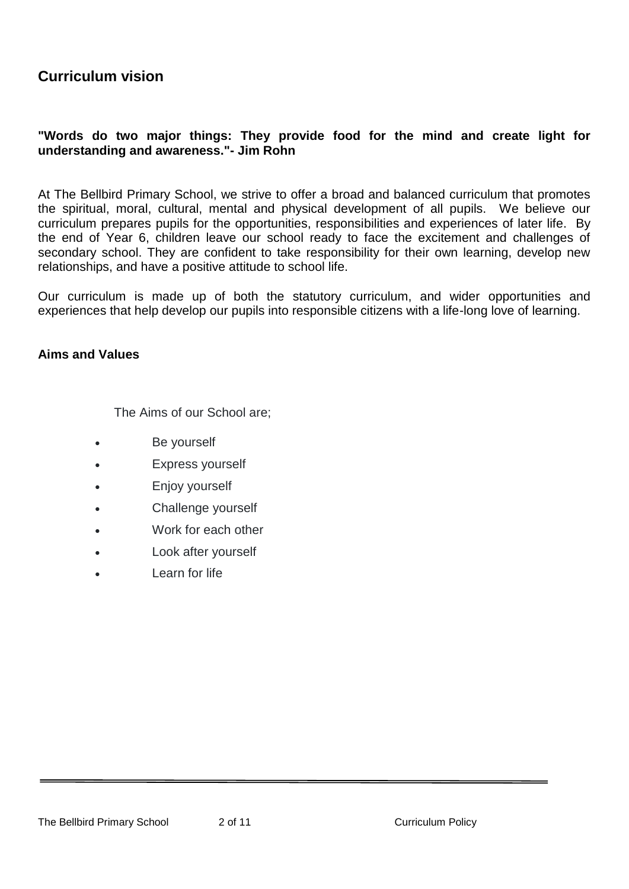## Curriculum vision

**"Words do two major things: They provide food for the mind and create light for understanding and awareness."- Jim Rohn**

At The Bellbird Primary School, we strive to offer a broad and balanced curriculum that promotes the spiritual, moral, cultural, mental and physical development of all pupils. We believe our curriculum prepares pupils for the opportunities, responsibilities and experiences of later life. By the end of Year 6, children leave our school ready to face the excitement and challenges of secondary school. They are confident to take responsibility for their own learning, develop new relationships, and have a positive attitude to school life.

Our curriculum is made up of both the statutory curriculum, and wider opportunities and experiences that help develop our pupils into responsible citizens with a life-long love of learning.

### Aims and Values

The Aims of our School are;

- Be yourself
- Express yourself
- Enjoy yourself
- Challenge yourself
- Work for each other
- Look after yourself
- Learn for life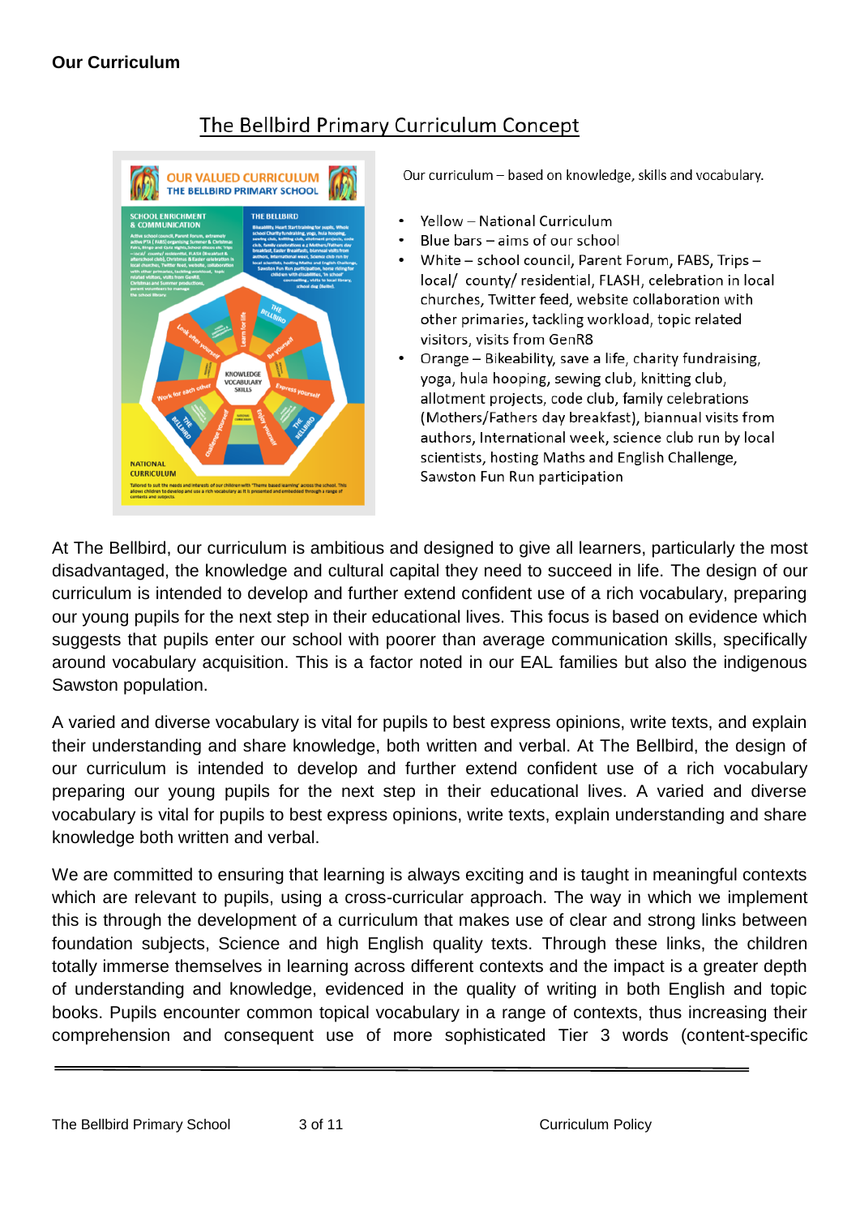**Our Curriculum**

## The Bellbird Primary Curriculum Concept

Our curriculum – based on knowledge, skills and vocabulary.

- Yellow – National Curriculum
- Blue bars – aims of our school
- White – school council, Parent Forum, FABS, Trips – local/ county/ residential, FLASH, celebration in local churches, Twitter feed, website collaboration with other primaries, tackling workload, topic related visitors, visits from GenR8
- Orange – Bikeability, save a life, charity fundraising, yoga, hula hooping, sewing club, knitting club, allotment projects, code club, family celebrations (Mothers/Fathers day breakfast), biannual visits from authors, International week, science club run by local scientists, hosting Maths and English Challenge, Sawston Fun Run participation

At The Bellbird, our curriculum is ambitious and designed to give all learners, particularly the most disadvantaged, the knowledge and cultural capital they need to succeed in life. The design of our curriculum is intended to develop and further extend confident use of a rich vocabulary, preparing our young pupils for the next step in their educational lives. This focus is based on evidence which suggests that pupils enter our school with poorer than average communication skills, specifically around vocabulary acquisition. This is a factor noted in our EAL families but also the indigenous Sawston population.

A varied and diverse vocabulary is vital for pupils to best express opinions, write texts, and explain their understanding and share knowledge, both written and verbal. At The Bellbird, the design of our curriculum is intended to develop and further extend confident use of a rich vocabulary preparing our young pupils for the next step in their educational lives. A varied and diverse vocabulary is vital for pupils to best express opinions, write texts, explain understanding and share knowledge both written and verbal.

We are committed to ensuring that learning is always exciting and is taught in meaningful contexts which are relevant to pupils, using a cross-curricular approach. The way in which we implement this is through the development of a curriculum that makes use of clear and strong links between foundation subjects, Science and high English quality texts. Through these links, the children totally immerse themselves in learning across different contexts and the impact is a greater depth of understanding and knowledge, evidenced in the quality of writing in both English and topic books. Pupils encounter common topical vocabulary in a range of contexts, thus increasing their comprehension and consequent use of more sophisticated Tier 3 words (content-specific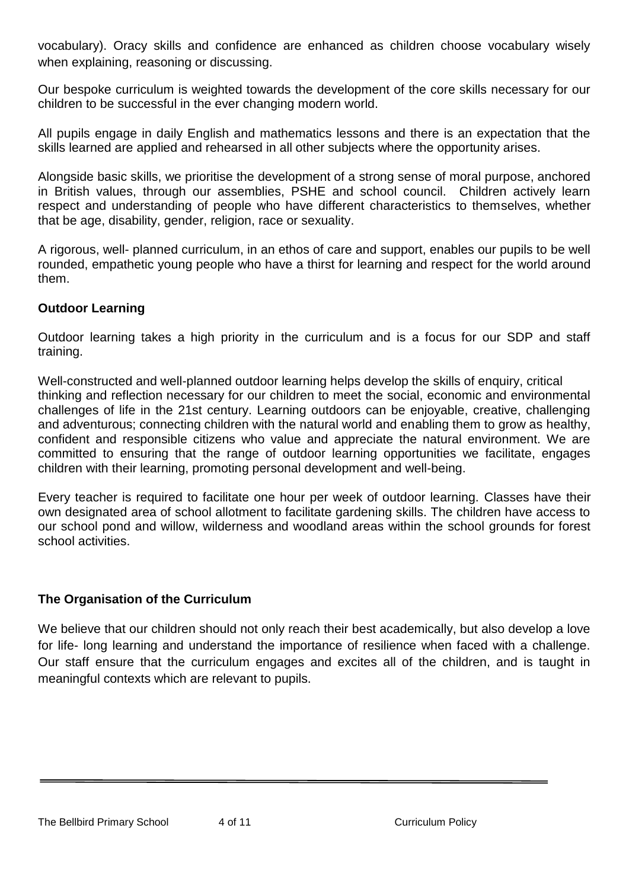vocabulary). Oracy skills and confidence are enhanced as children choose vocabulary wisely when explaining, reasoning or discussing.

Our bespoke curriculum is weighted towards the development of the core skills necessary for our children to be successful in the ever changing modern world.

All pupils engage in daily English and mathematics lessons and there is an expectation that the skills learned are applied and rehearsed in all other subjects where the opportunity arises.

Alongside basic skills, we prioritise the development of a strong sense of moral purpose, anchored in British values, through our assemblies, PSHE and school council. Children actively learn respect and understanding of people who have different characteristics to themselves, whether that be age, disability, gender, religion, race or sexuality.

A rigorous, well- planned curriculum, in an ethos of care and support, enables our pupils to be well rounded, empathetic young people who have a thirst for learning and respect for the world around them.

**Outdoor Learning**

Outdoor learning takes a high priority in the curriculum and is a focus for our SDP and staff training.

Well-constructed and well-planned outdoor learning helps develop the skills of enquiry, critical thinking and reflection necessary for our children to meet the social, economic and environmental challenges of life in the 21st century. Learning outdoors can be enjoyable, creative, challenging and adventurous; connecting children with the natural world and enabling them to grow as healthy, confident and responsible citizens who value and appreciate the natural environment. We are committed to ensuring that the range of outdoor learning opportunities we facilitate, engages children with their learning, promoting personal development and well-being.

Every teacher is required to facilitate one hour per week of outdoor learning. Classes have their own designated area of school allotment to facilitate gardening skills. The children have access to our school pond and willow, wilderness and woodland areas within the school grounds for forest school activities.

**The Organisation of the Curriculum**

We believe that our children should not only reach their best academically, but also develop a love for life- long learning and understand the importance of resilience when faced with a challenge. Our staff ensure that the curriculum engages and excites all of the children, and is taught in meaningful contexts which are relevant to pupils.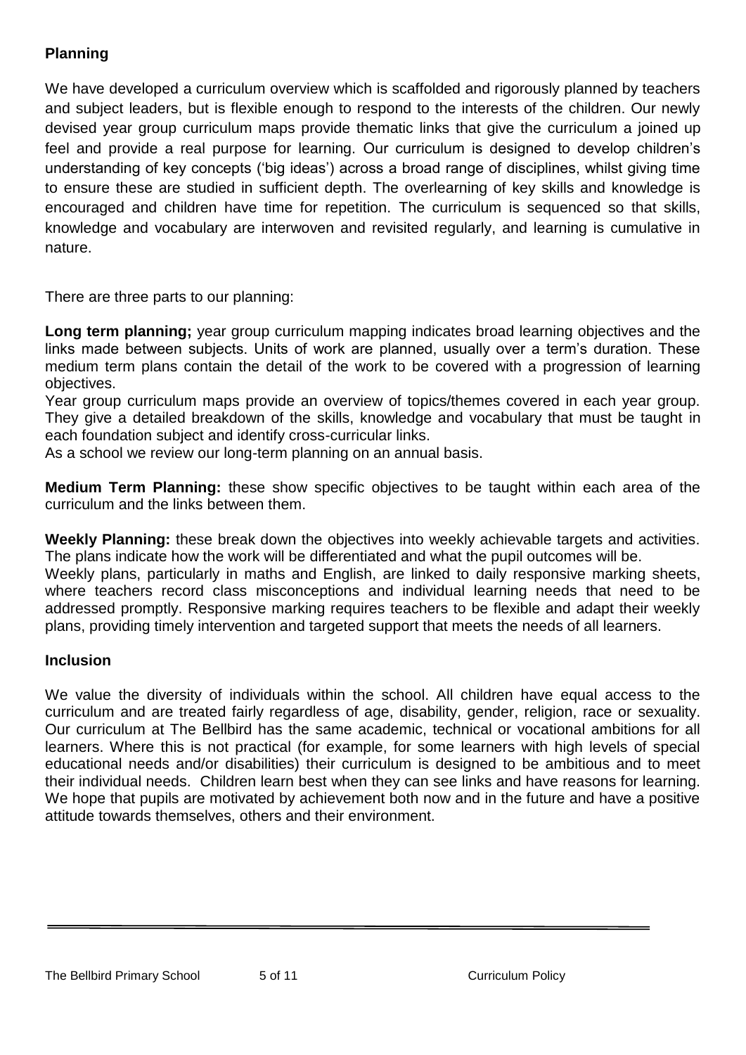## Planning

We have developed a curriculum overview which is scaffolded and rigorously planned by teachers and subject leaders, but is flexible enough to respond to the interests of the children. Our newly devised year group curriculum maps provide thematic links that give the curriculum a joined up feel and provide a real purpose for learning. Our curriculum is designed to develop children's understanding of key concepts ('big ideas') across a broad range of disciplines, whilst giving time to ensure these are studied in sufficient depth. The overlearning of key skills and knowledge is encouraged and children have time for repetition. The curriculum is sequenced so that skills, knowledge and vocabulary are interwoven and revisited regularly, and learning is cumulative in nature.

There are three parts to our planning:

**Long term planning;** year group curriculum mapping indicates broad learning objectives and the links made between subjects. Units of work are planned, usually over a term's duration. These medium term plans contain the detail of the work to be covered with a progression of learning objectives.

Year group curriculum maps provide an overview of topics/themes covered in each year group. They give a detailed breakdown of the skills, knowledge and vocabulary that must be taught in each foundation subject and identify cross-curricular links.

As a school we review our long-term planning on an annual basis.

**Medium Term Planning:** these show specific objectives to be taught within each area of the curriculum and the links between them.

**Weekly Planning:** these break down the objectives into weekly achievable targets and activities. The plans indicate how the work will be differentiated and what the pupil outcomes will be.

Weekly plans, particularly in maths and English, are linked to daily responsive marking sheets, where teachers record class misconceptions and individual learning needs that need to be addressed promptly. Responsive marking requires teachers to be flexible and adapt their weekly plans, providing timely intervention and targeted support that meets the needs of all learners.

## Inclusion

We value the diversity of individuals within the school. All children have equal access to the curriculum and are treated fairly regardless of age, disability, gender, religion, race or sexuality. Our curriculum at The Bellbird has the same academic, technical or vocational ambitions for all learners. Where this is not practical (for example, for some learners with high levels of special educational needs and/or disabilities) their curriculum is designed to be ambitious and to meet their individual needs. Children learn best when they can see links and have reasons for learning. We hope that pupils are motivated by achievement both now and in the future and have a positive attitude towards themselves, others and their environment.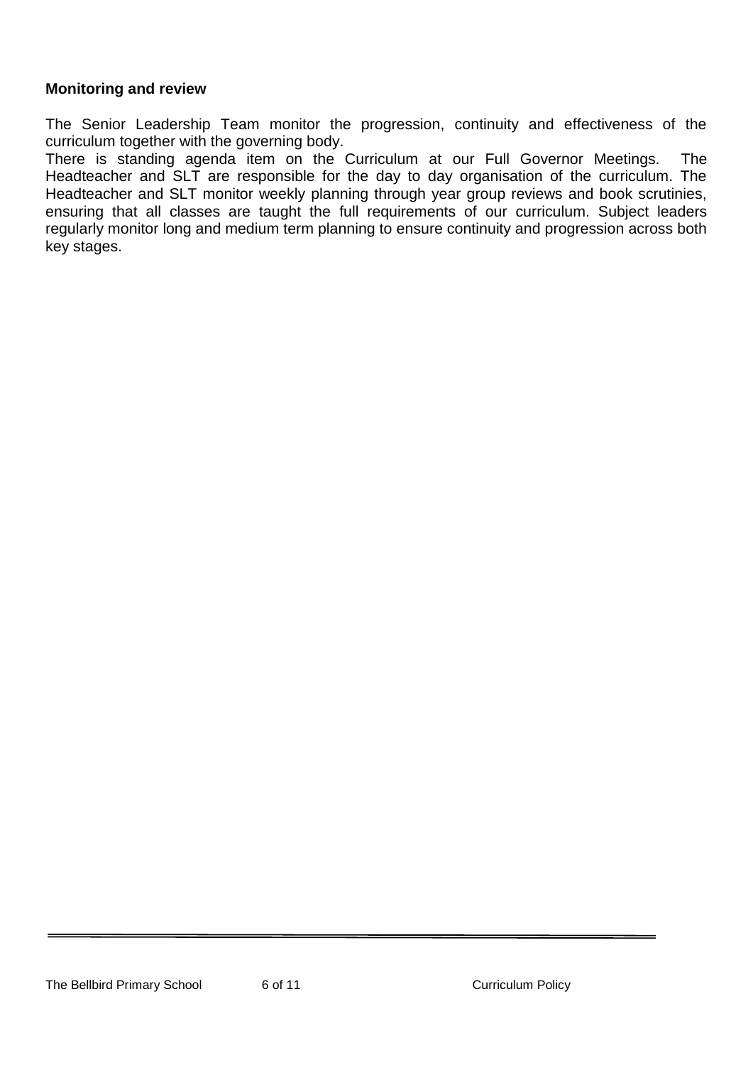**Monitoring and review**

The Senior Leadership Team monitor the progression, continuity and effectiveness of the curriculum together with the governing body.
There is standing agenda item on the Curriculum at our Full Governor Meetings. The Headteacher and SLT are responsible for the day to day organisation of the curriculum. The Headteacher and SLT monitor weekly planning through year group reviews and book scrutinies, ensuring that all classes are taught the full requirements of our curriculum. Subject leaders regularly monitor long and medium term planning to ensure continuity and progression across both key stages.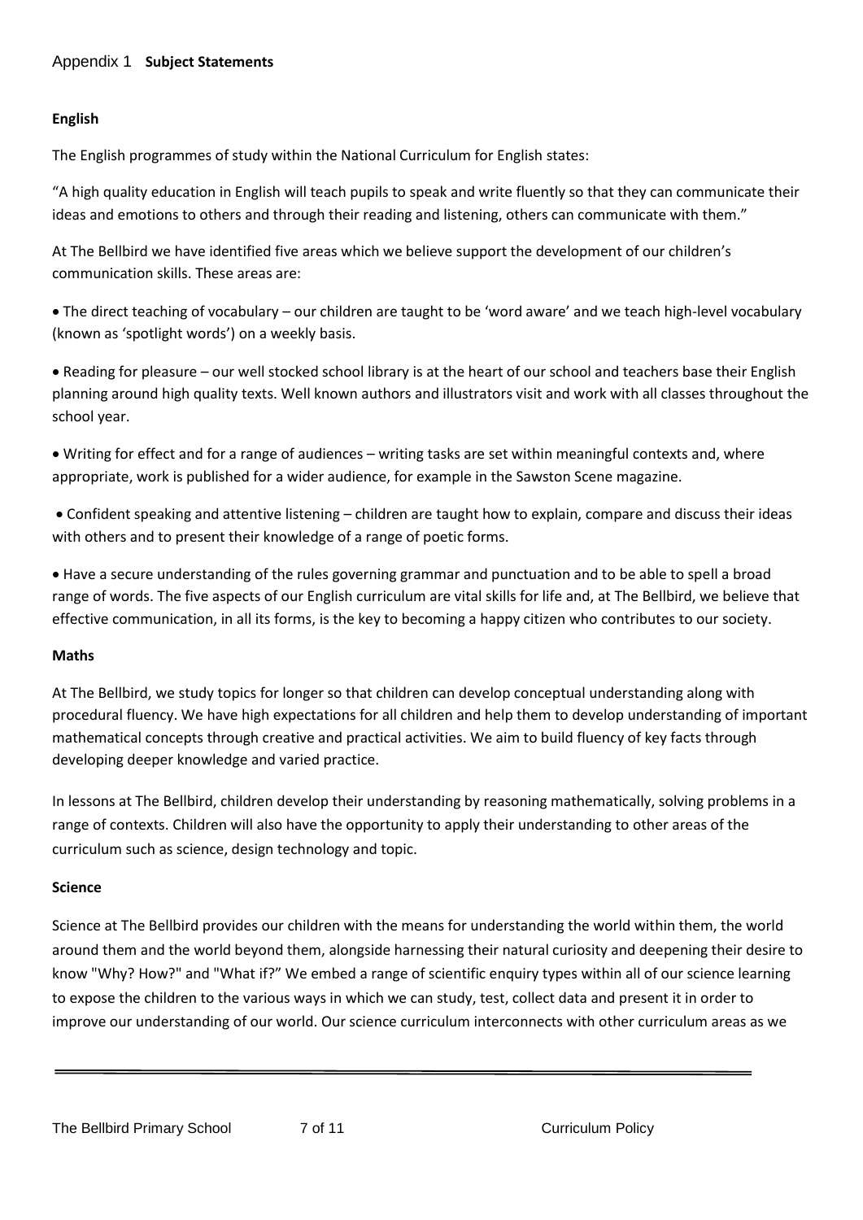Appendix 1 **Subject Statements**

**English**

The English programmes of study within the National Curriculum for English states:

"A high quality education in English will teach pupils to speak and write fluently so that they can communicate their ideas and emotions to others and through their reading and listening, others can communicate with them."

At The Bellbird we have identified five areas which we believe support the development of our children's communication skills. These areas are:

- The direct teaching of vocabulary – our children are taught to be 'word aware' and we teach high-level vocabulary (known as 'spotlight words') on a weekly basis.
- Reading for pleasure – our well stocked school library is at the heart of our school and teachers base their English planning around high quality texts. Well known authors and illustrators visit and work with all classes throughout the school year.
- Writing for effect and for a range of audiences – writing tasks are set within meaningful contexts and, where appropriate, work is published for a wider audience, for example in the Sawston Scene magazine.
- Confident speaking and attentive listening – children are taught how to explain, compare and discuss their ideas with others and to present their knowledge of a range of poetic forms.
- Have a secure understanding of the rules governing grammar and punctuation and to be able to spell a broad range of words. The five aspects of our English curriculum are vital skills for life and, at The Bellbird, we believe that effective communication, in all its forms, is the key to becoming a happy citizen who contributes to our society.

**Maths**

At The Bellbird, we study topics for longer so that children can develop conceptual understanding along with procedural fluency. We have high expectations for all children and help them to develop understanding of important mathematical concepts through creative and practical activities. We aim to build fluency of key facts through developing deeper knowledge and varied practice.

In lessons at The Bellbird, children develop their understanding by reasoning mathematically, solving problems in a range of contexts. Children will also have the opportunity to apply their understanding to other areas of the curriculum such as science, design technology and topic.

**Science**

Science at The Bellbird provides our children with the means for understanding the world within them, the world around them and the world beyond them, alongside harnessing their natural curiosity and deepening their desire to know "Why? How?" and "What if?" We embed a range of scientific enquiry types within all of our science learning to expose the children to the various ways in which we can study, test, collect data and present it in order to improve our understanding of our world. Our science curriculum interconnects with other curriculum areas as we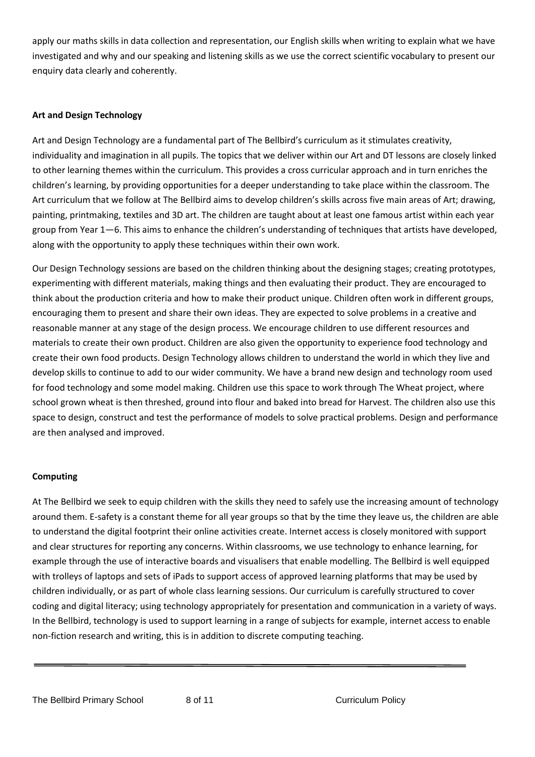apply our maths skills in data collection and representation, our English skills when writing to explain what we have investigated and why and our speaking and listening skills as we use the correct scientific vocabulary to present our enquiry data clearly and coherently.

**Art and Design Technology**

Art and Design Technology are a fundamental part of The Bellbird's curriculum as it stimulates creativity, individuality and imagination in all pupils. The topics that we deliver within our Art and DT lessons are closely linked to other learning themes within the curriculum. This provides a cross curricular approach and in turn enriches the children's learning, by providing opportunities for a deeper understanding to take place within the classroom. The Art curriculum that we follow at The Bellbird aims to develop children's skills across five main areas of Art; drawing, painting, printmaking, textiles and 3D art. The children are taught about at least one famous artist within each year group from Year 1—6. This aims to enhance the children's understanding of techniques that artists have developed, along with the opportunity to apply these techniques within their own work.

Our Design Technology sessions are based on the children thinking about the designing stages; creating prototypes, experimenting with different materials, making things and then evaluating their product. They are encouraged to think about the production criteria and how to make their product unique. Children often work in different groups, encouraging them to present and share their own ideas. They are expected to solve problems in a creative and reasonable manner at any stage of the design process. We encourage children to use different resources and materials to create their own product. Children are also given the opportunity to experience food technology and create their own food products. Design Technology allows children to understand the world in which they live and develop skills to continue to add to our wider community. We have a brand new design and technology room used for food technology and some model making. Children use this space to work through The Wheat project, where school grown wheat is then threshed, ground into flour and baked into bread for Harvest. The children also use this space to design, construct and test the performance of models to solve practical problems. Design and performance are then analysed and improved.

**Computing**

At The Bellbird we seek to equip children with the skills they need to safely use the increasing amount of technology around them. E-safety is a constant theme for all year groups so that by the time they leave us, the children are able to understand the digital footprint their online activities create. Internet access is closely monitored with support and clear structures for reporting any concerns. Within classrooms, we use technology to enhance learning, for example through the use of interactive boards and visualisers that enable modelling. The Bellbird is well equipped with trolleys of laptops and sets of iPads to support access of approved learning platforms that may be used by children individually, or as part of whole class learning sessions. Our curriculum is carefully structured to cover coding and digital literacy; using technology appropriately for presentation and communication in a variety of ways. In the Bellbird, technology is used to support learning in a range of subjects for example, internet access to enable non-fiction research and writing, this is in addition to discrete computing teaching.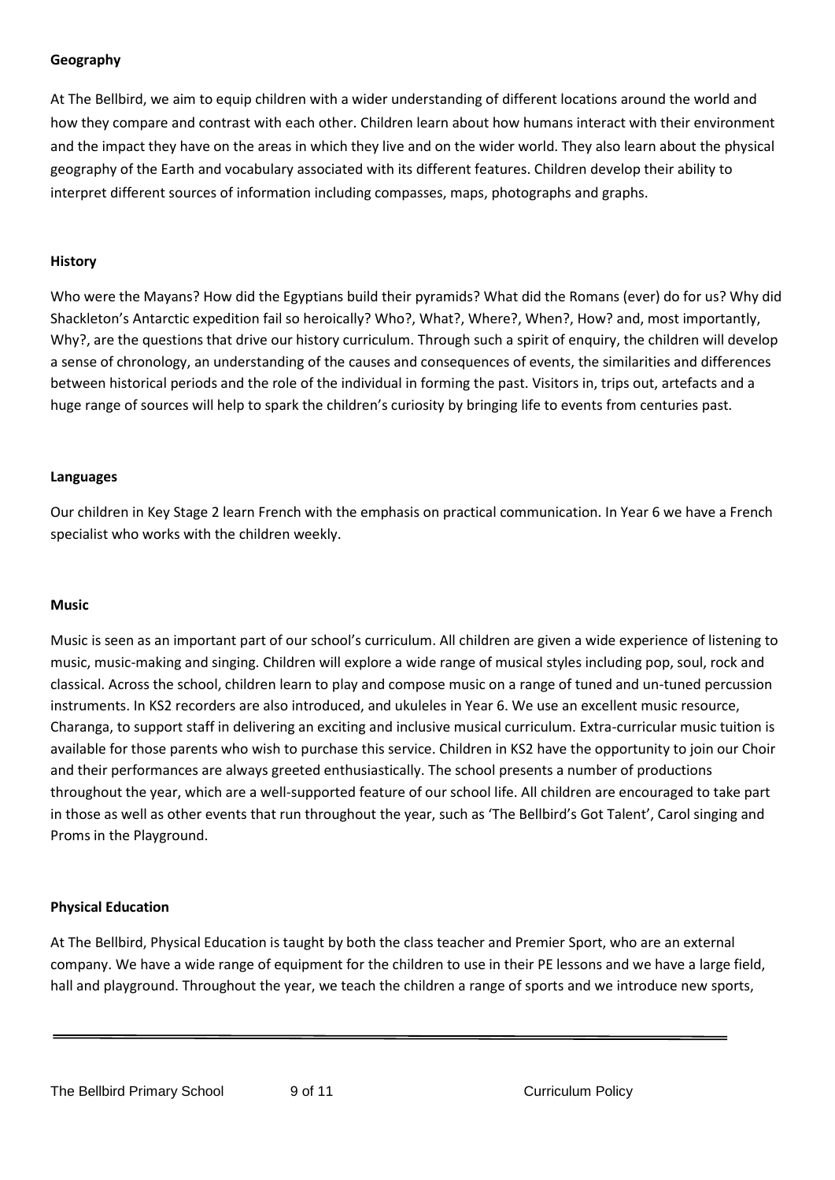**Geography**

At The Bellbird, we aim to equip children with a wider understanding of different locations around the world and how they compare and contrast with each other. Children learn about how humans interact with their environment and the impact they have on the areas in which they live and on the wider world. They also learn about the physical geography of the Earth and vocabulary associated with its different features. Children develop their ability to interpret different sources of information including compasses, maps, photographs and graphs.

**History**

Who were the Mayans? How did the Egyptians build their pyramids? What did the Romans (ever) do for us? Why did Shackleton's Antarctic expedition fail so heroically? Who?, What?, Where?, When?, How? and, most importantly, Why?, are the questions that drive our history curriculum. Through such a spirit of enquiry, the children will develop a sense of chronology, an understanding of the causes and consequences of events, the similarities and differences between historical periods and the role of the individual in forming the past. Visitors in, trips out, artefacts and a huge range of sources will help to spark the children's curiosity by bringing life to events from centuries past.

**Languages**

Our children in Key Stage 2 learn French with the emphasis on practical communication. In Year 6 we have a French specialist who works with the children weekly.

**Music**

Music is seen as an important part of our school's curriculum. All children are given a wide experience of listening to music, music-making and singing. Children will explore a wide range of musical styles including pop, soul, rock and classical. Across the school, children learn to play and compose music on a range of tuned and un-tuned percussion instruments. In KS2 recorders are also introduced, and ukuleles in Year 6. We use an excellent music resource, Charanga, to support staff in delivering an exciting and inclusive musical curriculum. Extra-curricular music tuition is available for those parents who wish to purchase this service. Children in KS2 have the opportunity to join our Choir and their performances are always greeted enthusiastically. The school presents a number of productions throughout the year, which are a well-supported feature of our school life. All children are encouraged to take part in those as well as other events that run throughout the year, such as 'The Bellbird's Got Talent', Carol singing and Proms in the Playground.

**Physical Education**

At The Bellbird, Physical Education is taught by both the class teacher and Premier Sport, who are an external company. We have a wide range of equipment for the children to use in their PE lessons and we have a large field, hall and playground. Throughout the year, we teach the children a range of sports and we introduce new sports,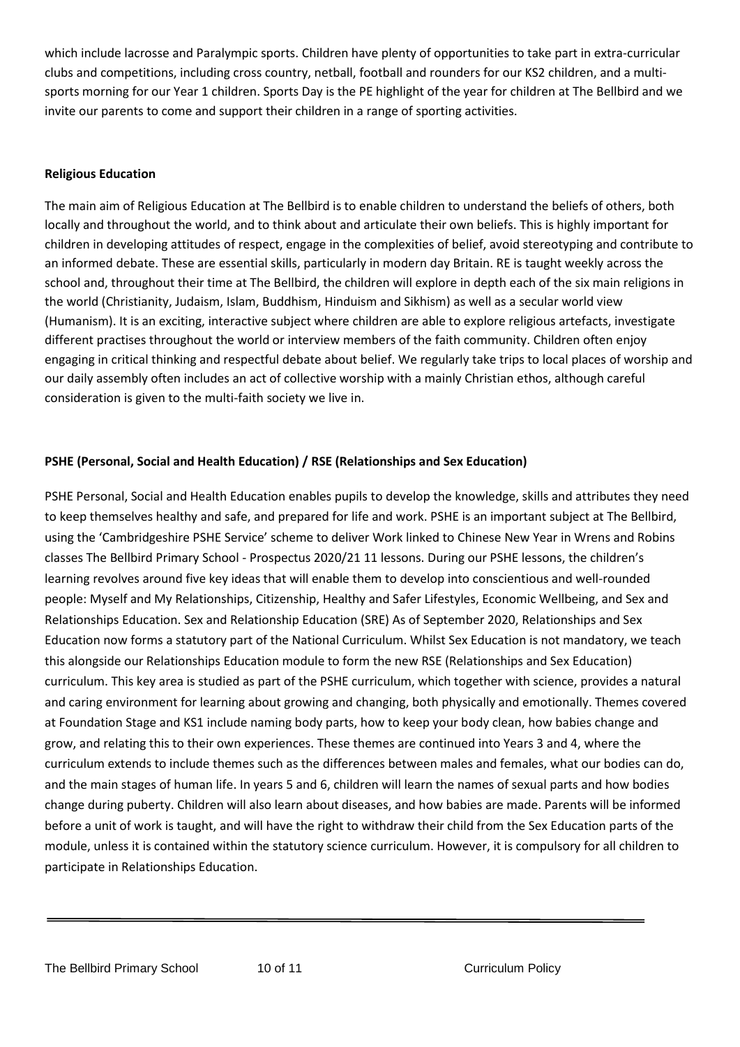which include lacrosse and Paralympic sports. Children have plenty of opportunities to take part in extra-curricular clubs and competitions, including cross country, netball, football and rounders for our KS2 children, and a multi-sports morning for our Year 1 children. Sports Day is the PE highlight of the year for children at The Bellbird and we invite our parents to come and support their children in a range of sporting activities.

**Religious Education**

The main aim of Religious Education at The Bellbird is to enable children to understand the beliefs of others, both locally and throughout the world, and to think about and articulate their own beliefs. This is highly important for children in developing attitudes of respect, engage in the complexities of belief, avoid stereotyping and contribute to an informed debate. These are essential skills, particularly in modern day Britain. RE is taught weekly across the school and, throughout their time at The Bellbird, the children will explore in depth each of the six main religions in the world (Christianity, Judaism, Islam, Buddhism, Hinduism and Sikhism) as well as a secular world view (Humanism). It is an exciting, interactive subject where children are able to explore religious artefacts, investigate different practises throughout the world or interview members of the faith community. Children often enjoy engaging in critical thinking and respectful debate about belief. We regularly take trips to local places of worship and our daily assembly often includes an act of collective worship with a mainly Christian ethos, although careful consideration is given to the multi-faith society we live in.

**PSHE (Personal, Social and Health Education) / RSE (Relationships and Sex Education)**

PSHE Personal, Social and Health Education enables pupils to develop the knowledge, skills and attributes they need to keep themselves healthy and safe, and prepared for life and work. PSHE is an important subject at The Bellbird, using the 'Cambridgeshire PSHE Service' scheme to deliver Work linked to Chinese New Year in Wrens and Robins classes The Bellbird Primary School - Prospectus 2020/21 11 lessons. During our PSHE lessons, the children's learning revolves around five key ideas that will enable them to develop into conscientious and well-rounded people: Myself and My Relationships, Citizenship, Healthy and Safer Lifestyles, Economic Wellbeing, and Sex and Relationships Education. Sex and Relationship Education (SRE) As of September 2020, Relationships and Sex Education now forms a statutory part of the National Curriculum. Whilst Sex Education is not mandatory, we teach this alongside our Relationships Education module to form the new RSE (Relationships and Sex Education) curriculum. This key area is studied as part of the PSHE curriculum, which together with science, provides a natural and caring environment for learning about growing and changing, both physically and emotionally. Themes covered at Foundation Stage and KS1 include naming body parts, how to keep your body clean, how babies change and grow, and relating this to their own experiences. These themes are continued into Years 3 and 4, where the curriculum extends to include themes such as the differences between males and females, what our bodies can do, and the main stages of human life. In years 5 and 6, children will learn the names of sexual parts and how bodies change during puberty. Children will also learn about diseases, and how babies are made. Parents will be informed before a unit of work is taught, and will have the right to withdraw their child from the Sex Education parts of the module, unless it is contained within the statutory science curriculum. However, it is compulsory for all children to participate in Relationships Education.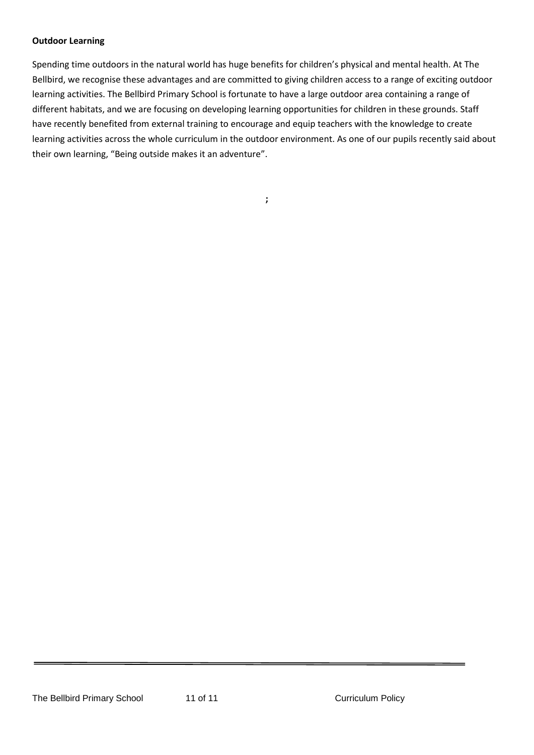**Outdoor Learning**

Spending time outdoors in the natural world has huge benefits for children's physical and mental health. At The Bellbird, we recognise these advantages and are committed to giving children access to a range of exciting outdoor learning activities. The Bellbird Primary School is fortunate to have a large outdoor area containing a range of different habitats, and we are focusing on developing learning opportunities for children in these grounds. Staff have recently benefited from external training to encourage and equip teachers with the knowledge to create learning activities across the whole curriculum in the outdoor environment. As one of our pupils recently said about their own learning, "Being outside makes it an adventure".

;